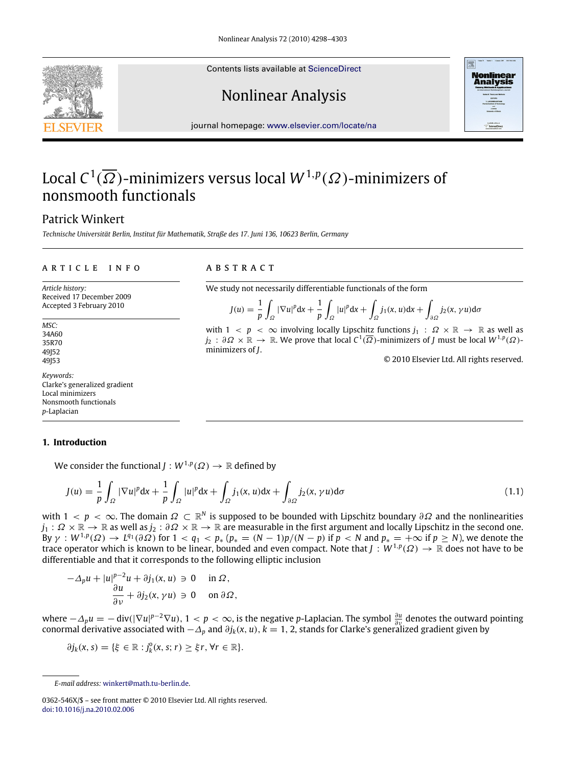# Local $C^1(\overline{\Omega})$-minimizers versus local $W^{1,p}(\Omega)$-minimizers of nonsmooth functionals

Patrick Winkert

*Technische Universität Berlin, Institut für Mathematik, Straße des 17. Juni 136, 10623 Berlin, Germany*

---

**ARTICLE INFO**

*Article history:*
Received 17 December 2009
Accepted 3 February 2010

*MSC:*
34A60
35R70
49J52
49J53

*Keywords:*
Clarke's generalized gradient
Local minimizers
Nonsmooth functionals
$p$-Laplacian

**ABSTRACT**

We study not necessarily differentiable functionals of the form

$$J(u) = \frac{1}{p}\int_{\Omega} |\nabla u|^p \mathrm{d}x + \frac{1}{p}\int_{\Omega} |u|^p \mathrm{d}x + \int_{\Omega} j_1(x,u)\mathrm{d}x + \int_{\partial\Omega} j_2(x,\gamma u)\mathrm{d}\sigma$$

with $1 < p < \infty$ involving locally Lipschitz functions $j_1 : \Omega \times \mathbb{R} \to \mathbb{R}$ as well as $j_2 : \partial\Omega \times \mathbb{R} \to \mathbb{R}$. We prove that local $C^1(\overline{\Omega})$-minimizers of $J$ must be local $W^{1,p}(\Omega)$-minimizers of $J$.

© 2010 Elsevier Ltd. All rights reserved.

---

## 1. Introduction

We consider the functional $J : W^{1,p}(\Omega) \to \mathbb{R}$ defined by

$$J(u) = \frac{1}{p}\int_{\Omega} |\nabla u|^p \mathrm{d}x + \frac{1}{p}\int_{\Omega} |u|^p \mathrm{d}x + \int_{\Omega} j_1(x,u)\mathrm{d}x + \int_{\partial\Omega} j_2(x,\gamma u)\mathrm{d}\sigma \tag{1.1}$$

with $1 < p < \infty$. The domain $\Omega \subset \mathbb{R}^N$ is supposed to be bounded with Lipschitz boundary $\partial\Omega$ and the nonlinearities $j_1 : \Omega \times \mathbb{R} \to \mathbb{R}$ as well as $j_2 : \partial\Omega \times \mathbb{R} \to \mathbb{R}$ are measurable in the first argument and locally Lipschitz in the second one. By $\gamma : W^{1,p}(\Omega) \to L^{q_1}(\partial\Omega)$ for $1 < q_1 < p_*$ ($p_* = (N-1)p/(N-p)$ if $p < N$ and $p_* = +\infty$ if $p \geq N$), we denote the trace operator which is known to be linear, bounded and even compact. Note that $J : W^{1,p}(\Omega) \to \mathbb{R}$ does not have to be differentiable and that it corresponds to the following elliptic inclusion

$$\begin{aligned} -\Delta_p u + |u|^{p-2}u + \partial j_1(x,u) &\ni 0 \quad \text{in } \Omega, \\ \frac{\partial u}{\partial \nu} + \partial j_2(x,\gamma u) &\ni 0 \quad \text{on } \partial\Omega, \end{aligned}$$

where $-\Delta_p u = -\operatorname{div}(|\nabla u|^{p-2}\nabla u)$, $1 < p < \infty$, is the negative $p$-Laplacian. The symbol $\frac{\partial u}{\partial \nu}$ denotes the outward pointing conormal derivative associated with $-\Delta_p$ and $\partial j_k(x,u)$, $k = 1, 2$, stands for Clarke's generalized gradient given by

$$\partial j_k(x,s) = \{\xi \in \mathbb{R} : j_k^o(x,s;r) \geq \xi r, \forall r \in \mathbb{R}\}.$$

---

*E-mail address:* winkert@math.tu-berlin.de.

0362-546X/$ – see front matter © 2010 Elsevier Ltd. All rights reserved.
doi:10.1016/j.na.2010.02.006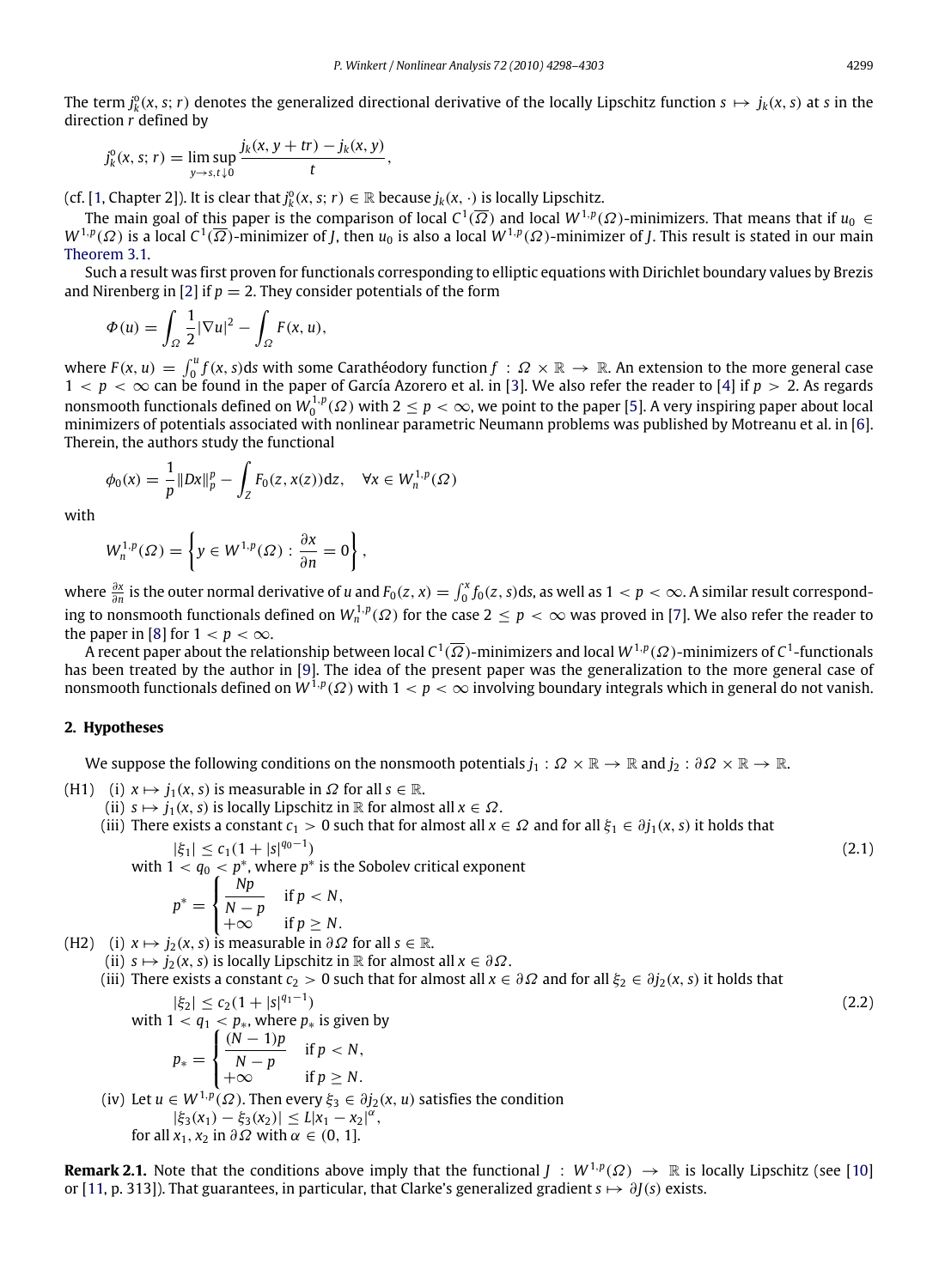The term $j_k^o(x, s; r)$ denotes the generalized directional derivative of the locally Lipschitz function $s \mapsto j_k(x, s)$ at $s$ in the direction $r$ defined by

$$j_k^o(x, s; r) = \limsup_{y \to s, t \downarrow 0} \frac{j_k(x, y + tr) - j_k(x, y)}{t},$$

(cf. [1, Chapter 2]). It is clear that $j_k^o(x, s; r) \in \mathbb{R}$ because $j_k(x, \cdot)$ is locally Lipschitz.

The main goal of this paper is the comparison of local $C^1(\overline{\Omega})$ and local $W^{1,p}(\Omega)$-minimizers. That means that if $u_0 \in W^{1,p}(\Omega)$ is a local $C^1(\overline{\Omega})$-minimizer of $J$, then $u_0$ is also a local $W^{1,p}(\Omega)$-minimizer of $J$. This result is stated in our main Theorem 3.1.

Such a result was first proven for functionals corresponding to elliptic equations with Dirichlet boundary values by Brezis and Nirenberg in [2] if $p = 2$. They consider potentials of the form

$$\Phi(u) = \int_\Omega \frac{1}{2}|\nabla u|^2 - \int_\Omega F(x, u),$$

where $F(x, u) = \int_0^u f(x, s)\mathrm{d}s$ with some Carathéodory function $f : \Omega \times \mathbb{R} \to \mathbb{R}$. An extension to the more general case $1 < p < \infty$ can be found in the paper of García Azorero et al. in [3]. We also refer the reader to [4] if $p > 2$. As regards nonsmooth functionals defined on $W_0^{1,p}(\Omega)$ with $2 \le p < \infty$, we point to the paper [5]. A very inspiring paper about local minimizers of potentials associated with nonlinear parametric Neumann problems was published by Motreanu et al. in [6]. Therein, the authors study the functional

$$\phi_0(x) = \frac{1}{p}\|Dx\|_p^p - \int_Z F_0(z, x(z))\mathrm{d}z, \quad \forall x \in W_n^{1,p}(\Omega)$$

with

$$W_n^{1,p}(\Omega) = \left\{ y \in W^{1,p}(\Omega) : \frac{\partial x}{\partial n} = 0 \right\},$$

where $\frac{\partial x}{\partial n}$ is the outer normal derivative of $u$ and $F_0(z, x) = \int_0^x f_0(z, s)\mathrm{d}s$, as well as $1 < p < \infty$. A similar result corresponding to nonsmooth functionals defined on $W_n^{1,p}(\Omega)$ for the case $2 \le p < \infty$ was proved in [7]. We also refer the reader to the paper in [8] for $1 < p < \infty$.

A recent paper about the relationship between local $C^1(\overline{\Omega})$-minimizers and local $W^{1,p}(\Omega)$-minimizers of $C^1$-functionals has been treated by the author in [9]. The idea of the present paper was the generalization to the more general case of nonsmooth functionals defined on $W^{1,p}(\Omega)$ with $1 < p < \infty$ involving boundary integrals which in general do not vanish.

## 2. Hypotheses

We suppose the following conditions on the nonsmooth potentials $j_1 : \Omega \times \mathbb{R} \to \mathbb{R}$ and $j_2 : \partial\Omega \times \mathbb{R} \to \mathbb{R}$.

(H1) (i) $x \mapsto j_1(x, s)$ is measurable in $\Omega$ for all $s \in \mathbb{R}$.
(ii) $s \mapsto j_1(x, s)$ is locally Lipschitz in $\mathbb{R}$ for almost all $x \in \Omega$.
(iii) There exists a constant $c_1 > 0$ such that for almost all $x \in \Omega$ and for all $\xi_1 \in \partial j_1(x, s)$ it holds that

$$|\xi_1| \le c_1(1 + |s|^{q_0 - 1}) \tag{2.1}$$

with $1 < q_0 < p^*$, where $p^*$ is the Sobolev critical exponent

$$p^* = \begin{cases} \dfrac{Np}{N-p} & \text{if } p < N, \\ +\infty & \text{if } p \ge N. \end{cases}$$

(H2) (i) $x \mapsto j_2(x, s)$ is measurable in $\partial\Omega$ for all $s \in \mathbb{R}$.
(ii) $s \mapsto j_2(x, s)$ is locally Lipschitz in $\mathbb{R}$ for almost all $x \in \partial\Omega$.
(iii) There exists a constant $c_2 > 0$ such that for almost all $x \in \partial\Omega$ and for all $\xi_2 \in \partial j_2(x, s)$ it holds that

$$|\xi_2| \le c_2(1 + |s|^{q_1 - 1}) \tag{2.2}$$

with $1 < q_1 < p_*$, where $p_*$ is given by

$$p_* = \begin{cases} \dfrac{(N-1)p}{N-p} & \text{if } p < N, \\ +\infty & \text{if } p \ge N. \end{cases}$$

(iv) Let $u \in W^{1,p}(\Omega)$. Then every $\xi_3 \in \partial j_2(x, u)$ satisfies the condition

$$|\xi_3(x_1) - \xi_3(x_2)| \le L|x_1 - x_2|^\alpha,$$

for all $x_1, x_2$ in $\partial\Omega$ with $\alpha \in (0, 1]$.

**Remark 2.1.** Note that the conditions above imply that the functional $J : W^{1,p}(\Omega) \to \mathbb{R}$ is locally Lipschitz (see [10] or [11, p. 313]). That guarantees, in particular, that Clarke's generalized gradient $s \mapsto \partial J(s)$ exists.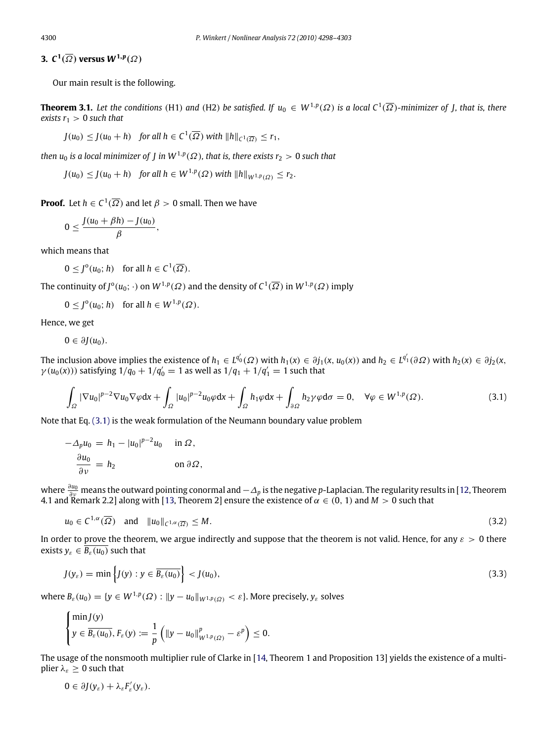## 3. $C^1(\overline{\Omega})$ versus $W^{1,p}(\Omega)$

Our main result is the following.

**Theorem 3.1.** *Let the conditions* (H1) *and* (H2) *be satisfied. If $u_0 \in W^{1,p}(\Omega)$ is a local $C^1(\overline{\Omega})$-minimizer of $J$, that is, there exists $r_1 > 0$ such that*

$$J(u_0) \leq J(u_0 + h) \quad \text{for all } h \in C^1(\overline{\Omega}) \text{ with } \|h\|_{C^1(\overline{\Omega})} \leq r_1,$$

*then $u_0$ is a local minimizer of $J$ in $W^{1,p}(\Omega)$, that is, there exists $r_2 > 0$ such that*

$$J(u_0) \leq J(u_0 + h) \quad \text{for all } h \in W^{1,p}(\Omega) \text{ with } \|h\|_{W^{1,p}(\Omega)} \leq r_2.$$

**Proof.** Let $h \in C^1(\overline{\Omega})$ and let $\beta > 0$ small. Then we have

$$0 \leq \frac{J(u_0 + \beta h) - J(u_0)}{\beta},$$

which means that

$$0 \leq J^o(u_0; h) \quad \text{for all } h \in C^1(\overline{\Omega}).$$

The continuity of $J^o(u_0; \cdot)$ on $W^{1,p}(\Omega)$ and the density of $C^1(\overline{\Omega})$ in $W^{1,p}(\Omega)$ imply

$$0 \leq J^o(u_0; h) \quad \text{for all } h \in W^{1,p}(\Omega).$$

Hence, we get

$$0 \in \partial J(u_0).$$

The inclusion above implies the existence of $h_1 \in L^{q_0'}(\Omega)$ with $h_1(x) \in \partial j_1(x, u_0(x))$ and $h_2 \in L^{q_1'}(\partial\Omega)$ with $h_2(x) \in \partial j_2(x, \gamma(u_0(x)))$ satisfying $1/q_0 + 1/q_0' = 1$ as well as $1/q_1 + 1/q_1' = 1$ such that

$$\int_\Omega |\nabla u_0|^{p-2} \nabla u_0 \nabla \varphi \mathrm{d}x + \int_\Omega |u_0|^{p-2} u_0 \varphi \mathrm{d}x + \int_\Omega h_1 \varphi \mathrm{d}x + \int_{\partial\Omega} h_2 \gamma \varphi \mathrm{d}\sigma = 0, \quad \forall \varphi \in W^{1,p}(\Omega). \tag{3.1}$$

Note that Eq. (3.1) is the weak formulation of the Neumann boundary value problem

$$\begin{aligned} -\Delta_p u_0 &= h_1 - |u_0|^{p-2} u_0 \quad &&\text{in } \Omega, \\ \frac{\partial u_0}{\partial \nu} &= h_2 &&\text{on } \partial\Omega, \end{aligned}$$

where $\frac{\partial u_0}{\partial \nu}$ means the outward pointing conormal and $-\Delta_p$ is the negative $p$-Laplacian. The regularity results in [12, Theorem 4.1 and Remark 2.2] along with [13, Theorem 2] ensure the existence of $\alpha \in (0, 1)$ and $M > 0$ such that

$$u_0 \in C^{1,\alpha}(\overline{\Omega}) \quad \text{and} \quad \|u_0\|_{C^{1,\alpha}(\overline{\Omega})} \leq M. \tag{3.2}$$

In order to prove the theorem, we argue indirectly and suppose that the theorem is not valid. Hence, for any $\varepsilon > 0$ there exists $y_\varepsilon \in \overline{B_\varepsilon(u_0)}$ such that

$$J(y_\varepsilon) = \min \left\{ J(y) : y \in \overline{B_\varepsilon(u_0)} \right\} < J(u_0), \tag{3.3}$$

where $B_\varepsilon(u_0) = \{y \in W^{1,p}(\Omega) : \|y - u_0\|_{W^{1,p}(\Omega)} < \varepsilon\}$. More precisely, $y_\varepsilon$ solves

$$\begin{cases} \min J(y) \\ y \in \overline{B_\varepsilon(u_0)}, F_\varepsilon(y) := \dfrac{1}{p} \left( \|y - u_0\|^p_{W^{1,p}(\Omega)} - \varepsilon^p \right) \leq 0. \end{cases}$$

The usage of the nonsmooth multiplier rule of Clarke in [14, Theorem 1 and Proposition 13] yields the existence of a multiplier $\lambda_\varepsilon \geq 0$ such that

$$0 \in \partial J(y_\varepsilon) + \lambda_\varepsilon F_\varepsilon'(y_\varepsilon).$$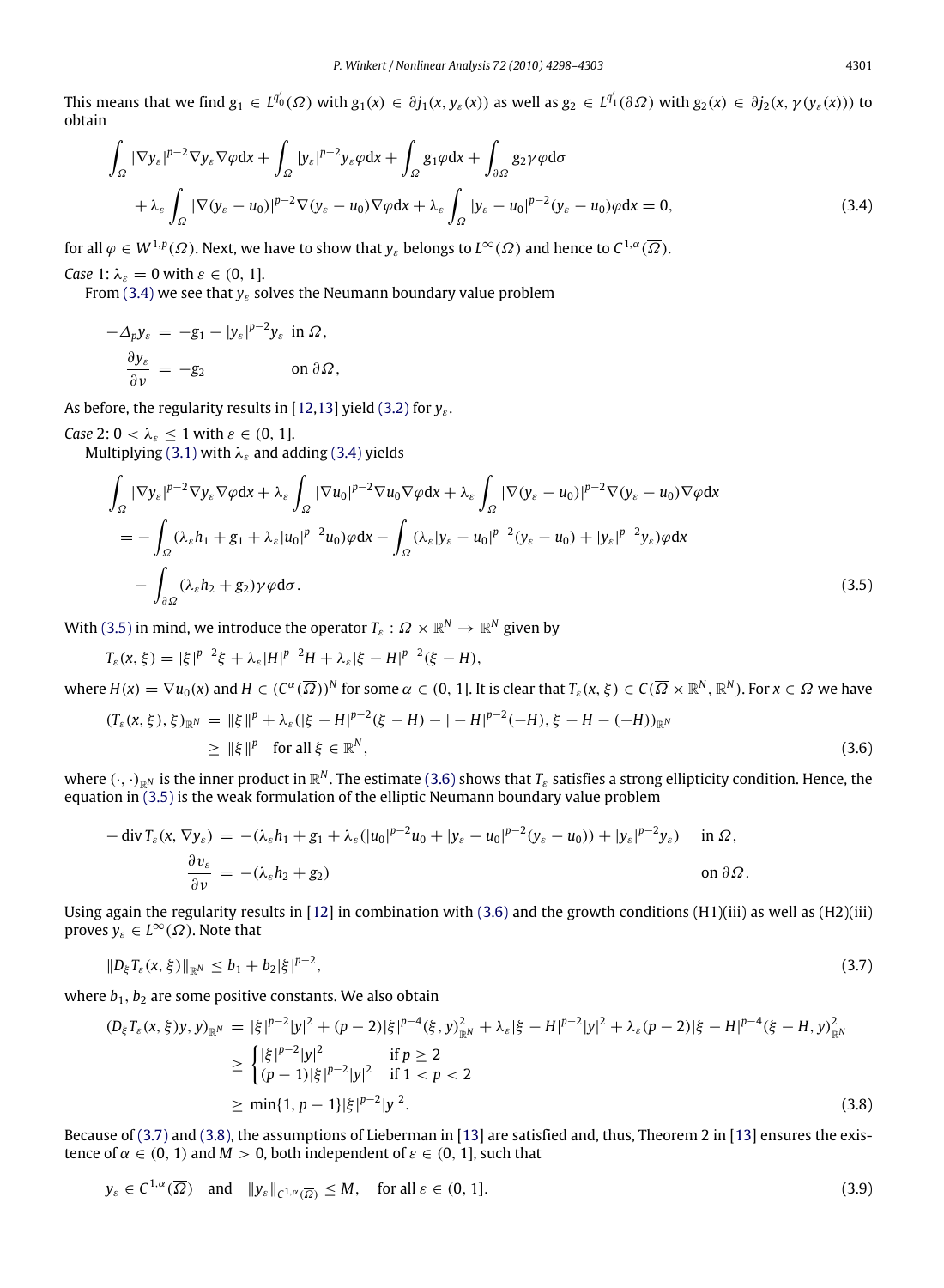This means that we find $g_1 \in L^{q_0'}(\Omega)$ with $g_1(x) \in \partial j_1(x, y_\varepsilon(x))$ as well as $g_2 \in L^{q_1'}(\partial\Omega)$ with $g_2(x) \in \partial j_2(x, \gamma(y_\varepsilon(x)))$ to obtain

$$\begin{aligned}
&\int_\Omega |\nabla y_\varepsilon|^{p-2}\nabla y_\varepsilon \nabla\varphi \mathrm{d}x + \int_\Omega |y_\varepsilon|^{p-2} y_\varepsilon \varphi \mathrm{d}x + \int_\Omega g_1 \varphi \mathrm{d}x + \int_{\partial\Omega} g_2 \gamma\varphi \mathrm{d}\sigma \\
&\quad + \lambda_\varepsilon \int_\Omega |\nabla(y_\varepsilon - u_0)|^{p-2}\nabla(y_\varepsilon - u_0)\nabla\varphi \mathrm{d}x + \lambda_\varepsilon \int_\Omega |y_\varepsilon - u_0|^{p-2}(y_\varepsilon - u_0)\varphi \mathrm{d}x = 0,
\end{aligned} \tag{3.4}$$

for all $\varphi \in W^{1,p}(\Omega)$. Next, we have to show that $y_\varepsilon$ belongs to $L^\infty(\Omega)$ and hence to $C^{1,\alpha}(\overline{\Omega})$.

*Case* 1: $\lambda_\varepsilon = 0$ with $\varepsilon \in (0, 1]$.

From (3.4) we see that $y_\varepsilon$ solves the Neumann boundary value problem

$$\begin{aligned}
-\Delta_p y_\varepsilon &= -g_1 - |y_\varepsilon|^{p-2} y_\varepsilon \quad \text{in } \Omega, \\
\frac{\partial y_\varepsilon}{\partial \nu} &= -g_2 \qquad\qquad\qquad \text{on } \partial\Omega,
\end{aligned}$$

As before, the regularity results in [12,13] yield (3.2) for $y_\varepsilon$.

*Case* 2: $0 < \lambda_\varepsilon \leq 1$ with $\varepsilon \in (0, 1]$.

Multiplying (3.1) with $\lambda_\varepsilon$ and adding (3.4) yields

$$\begin{aligned}
&\int_\Omega |\nabla y_\varepsilon|^{p-2}\nabla y_\varepsilon \nabla\varphi \mathrm{d}x + \lambda_\varepsilon \int_\Omega |\nabla u_0|^{p-2}\nabla u_0 \nabla\varphi \mathrm{d}x + \lambda_\varepsilon \int_\Omega |\nabla(y_\varepsilon - u_0)|^{p-2}\nabla(y_\varepsilon - u_0)\nabla\varphi \mathrm{d}x \\
&= -\int_\Omega (\lambda_\varepsilon h_1 + g_1 + \lambda_\varepsilon |u_0|^{p-2}u_0)\varphi \mathrm{d}x - \int_\Omega (\lambda_\varepsilon |y_\varepsilon - u_0|^{p-2}(y_\varepsilon - u_0) + |y_\varepsilon|^{p-2}y_\varepsilon)\varphi \mathrm{d}x \\
&\quad - \int_{\partial\Omega} (\lambda_\varepsilon h_2 + g_2)\gamma\varphi \mathrm{d}\sigma.
\end{aligned} \tag{3.5}$$

With (3.5) in mind, we introduce the operator $T_\varepsilon : \Omega \times \mathbb{R}^N \to \mathbb{R}^N$ given by

$$T_\varepsilon(x, \xi) = |\xi|^{p-2}\xi + \lambda_\varepsilon |H|^{p-2}H + \lambda_\varepsilon |\xi - H|^{p-2}(\xi - H),$$

where $H(x) = \nabla u_0(x)$ and $H \in (C^\alpha(\overline{\Omega}))^N$ for some $\alpha \in (0, 1]$. It is clear that $T_\varepsilon(x, \xi) \in C(\overline{\Omega} \times \mathbb{R}^N, \mathbb{R}^N)$. For $x \in \Omega$ we have

$$\begin{aligned}
(T_\varepsilon(x, \xi), \xi)_{\mathbb{R}^N} &= \|\xi\|^p + \lambda_\varepsilon(|\xi - H|^{p-2}(\xi - H) - |-H|^{p-2}(-H), \xi - H - (-H))_{\mathbb{R}^N} \\
&\geq \|\xi\|^p \quad \text{for all } \xi \in \mathbb{R}^N,
\end{aligned} \tag{3.6}$$

where $(\cdot, \cdot)_{\mathbb{R}^N}$ is the inner product in $\mathbb{R}^N$. The estimate (3.6) shows that $T_\varepsilon$ satisfies a strong ellipticity condition. Hence, the equation in (3.5) is the weak formulation of the elliptic Neumann boundary value problem

$$\begin{aligned}
-\operatorname{div} T_\varepsilon(x, \nabla y_\varepsilon) &= -(\lambda_\varepsilon h_1 + g_1 + \lambda_\varepsilon(|u_0|^{p-2}u_0 + |y_\varepsilon - u_0|^{p-2}(y_\varepsilon - u_0)) + |y_\varepsilon|^{p-2}y_\varepsilon) \quad \text{in } \Omega, \\
\frac{\partial v_\varepsilon}{\partial \nu} &= -(\lambda_\varepsilon h_2 + g_2) \qquad \text{on } \partial\Omega.
\end{aligned}$$

Using again the regularity results in [12] in combination with (3.6) and the growth conditions (H1)(iii) as well as (H2)(iii) proves $y_\varepsilon \in L^\infty(\Omega)$. Note that

$$\|D_\xi T_\varepsilon(x, \xi)\|_{\mathbb{R}^N} \leq b_1 + b_2|\xi|^{p-2}, \tag{3.7}$$

where $b_1, b_2$ are some positive constants. We also obtain

$$\begin{aligned}
(D_\xi T_\varepsilon(x, \xi)y, y)_{\mathbb{R}^N} &= |\xi|^{p-2}|y|^2 + (p-2)|\xi|^{p-4}(\xi, y)^2_{\mathbb{R}^N} + \lambda_\varepsilon|\xi - H|^{p-2}|y|^2 + \lambda_\varepsilon(p-2)|\xi - H|^{p-4}(\xi - H, y)^2_{\mathbb{R}^N} \\
&\geq \begin{cases} |\xi|^{p-2}|y|^2 & \text{if } p \geq 2 \\ (p-1)|\xi|^{p-2}|y|^2 & \text{if } 1 < p < 2 \end{cases} \\
&\geq \min\{1, p-1\}|\xi|^{p-2}|y|^2.
\end{aligned} \tag{3.8}$$

Because of (3.7) and (3.8), the assumptions of Lieberman in [13] are satisfied and, thus, Theorem 2 in [13] ensures the existence of $\alpha \in (0, 1)$ and $M > 0$, both independent of $\varepsilon \in (0, 1]$, such that

$$y_\varepsilon \in C^{1,\alpha}(\overline{\Omega}) \quad \text{and} \quad \|y_\varepsilon\|_{C^{1,\alpha}(\overline{\Omega})} \leq M, \quad \text{for all } \varepsilon \in (0, 1]. \tag{3.9}$$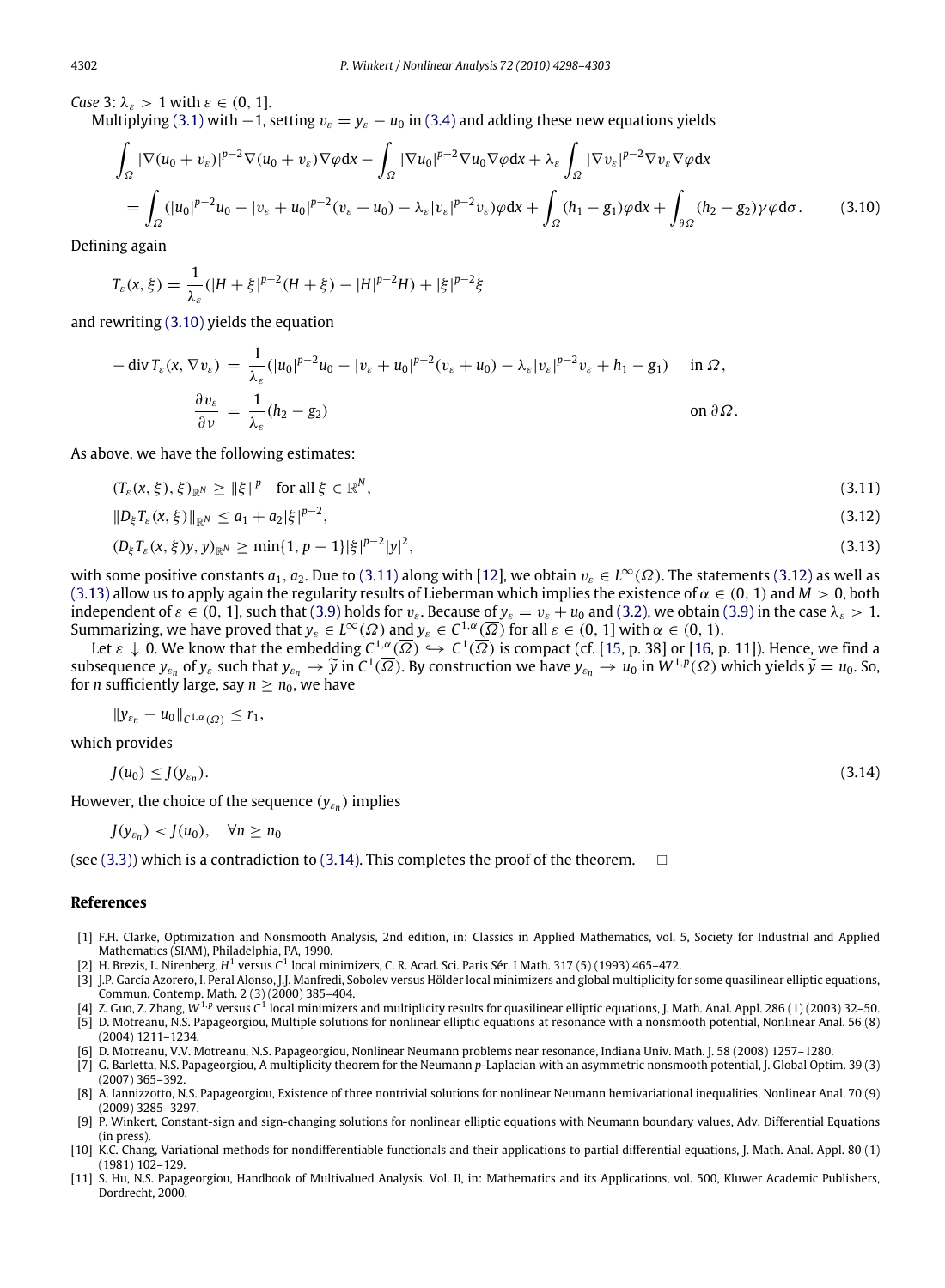*Case* 3: $\lambda_\varepsilon > 1$ with $\varepsilon \in (0, 1]$.

Multiplying (3.1) with $-1$, setting $v_\varepsilon = y_\varepsilon - u_0$ in (3.4) and adding these new equations yields

$$
\begin{aligned}
&\int_\Omega |\nabla(u_0 + v_\varepsilon)|^{p-2}\nabla(u_0 + v_\varepsilon)\nabla\varphi \mathrm{d}x - \int_\Omega |\nabla u_0|^{p-2}\nabla u_0 \nabla\varphi \mathrm{d}x + \lambda_\varepsilon \int_\Omega |\nabla v_\varepsilon|^{p-2}\nabla v_\varepsilon \nabla\varphi \mathrm{d}x \\
&= \int_\Omega (|u_0|^{p-2}u_0 - |v_\varepsilon + u_0|^{p-2}(v_\varepsilon + u_0) - \lambda_\varepsilon |v_\varepsilon|^{p-2}v_\varepsilon)\varphi \mathrm{d}x + \int_\Omega (h_1 - g_1)\varphi \mathrm{d}x + \int_{\partial\Omega} (h_2 - g_2)\gamma\varphi \mathrm{d}\sigma. \qquad (3.10)
\end{aligned}
$$

Defining again

$$
T_\varepsilon(x, \xi) = \frac{1}{\lambda_\varepsilon}(|H + \xi|^{p-2}(H + \xi) - |H|^{p-2}H) + |\xi|^{p-2}\xi
$$

and rewriting (3.10) yields the equation

$$
\begin{aligned}
-\operatorname{div} T_\varepsilon(x, \nabla v_\varepsilon) &= \frac{1}{\lambda_\varepsilon}(|u_0|^{p-2}u_0 - |v_\varepsilon + u_0|^{p-2}(v_\varepsilon + u_0) - \lambda_\varepsilon |v_\varepsilon|^{p-2}v_\varepsilon + h_1 - g_1) \quad &&\text{in } \Omega, \\
\frac{\partial v_\varepsilon}{\partial \nu} &= \frac{1}{\lambda_\varepsilon}(h_2 - g_2) &&\text{on } \partial\Omega.
\end{aligned}
$$

As above, we have the following estimates:

$$
(T_\varepsilon(x, \xi), \xi)_{\mathbb{R}^N} \geq \|\xi\|^p \quad \text{for all } \xi \in \mathbb{R}^N, \qquad (3.11)
$$

$$
\|D_\xi T_\varepsilon(x, \xi)\|_{\mathbb{R}^N} \leq a_1 + a_2|\xi|^{p-2}, \qquad (3.12)
$$

$$
(D_\xi T_\varepsilon(x, \xi)y, y)_{\mathbb{R}^N} \geq \min\{1, p - 1\}|\xi|^{p-2}|y|^2, \qquad (3.13)
$$

with some positive constants $a_1, a_2$. Due to (3.11) along with [12], we obtain $v_\varepsilon \in L^\infty(\Omega)$. The statements (3.12) as well as (3.13) allow us to apply again the regularity results of Lieberman which implies the existence of $\alpha \in (0, 1)$ and $M > 0$, both independent of $\varepsilon \in (0, 1]$, such that (3.9) holds for $v_\varepsilon$. Because of $y_\varepsilon = v_\varepsilon + u_0$ and (3.2), we obtain (3.9) in the case $\lambda_\varepsilon > 1$. Summarizing, we have proved that $y_\varepsilon \in L^\infty(\Omega)$ and $y_\varepsilon \in C^{1,\alpha}(\overline{\Omega})$ for all $\varepsilon \in (0, 1]$ with $\alpha \in (0, 1)$.

Let $\varepsilon \downarrow 0$. We know that the embedding $C^{1,\alpha}(\overline{\Omega}) \hookrightarrow C^1(\overline{\Omega})$ is compact (cf. [15, p. 38] or [16, p. 11]). Hence, we find a subsequence $y_{\varepsilon_n}$ of $y_\varepsilon$ such that $y_{\varepsilon_n} \to \widetilde{y}$ in $C^1(\overline{\Omega})$. By construction we have $y_{\varepsilon_n} \to u_0$ in $W^{1,p}(\Omega)$ which yields $\widetilde{y} = u_0$. So, for $n$ sufficiently large, say $n \geq n_0$, we have

$$
\|y_{\varepsilon_n} - u_0\|_{C^{1,\alpha}(\overline{\Omega})} \leq r_1,
$$

which provides

$$
J(u_0) \leq J(y_{\varepsilon_n}). \qquad (3.14)
$$

However, the choice of the sequence $(y_{\varepsilon_n})$ implies

$$
J(y_{\varepsilon_n}) < J(u_0), \quad \forall n \geq n_0
$$

(see (3.3)) which is a contradiction to (3.14). This completes the proof of the theorem. $\square$

## References

[1] F.H. Clarke, Optimization and Nonsmooth Analysis, 2nd edition, in: Classics in Applied Mathematics, vol. 5, Society for Industrial and Applied Mathematics (SIAM), Philadelphia, PA, 1990.

[2] H. Brezis, L. Nirenberg, $H^1$ versus $C^1$ local minimizers, C. R. Acad. Sci. Paris Sér. I Math. 317 (5) (1993) 465–472.

[3] J.P. García Azorero, I. Peral Alonso, J.J. Manfredi, Sobolev versus Hölder local minimizers and global multiplicity for some quasilinear elliptic equations, Commun. Contemp. Math. 2 (3) (2000) 385–404.

[4] Z. Guo, Z. Zhang, $W^{1,p}$ versus $C^1$ local minimizers and multiplicity results for quasilinear elliptic equations, J. Math. Anal. Appl. 286 (1) (2003) 32–50.

[5] D. Motreanu, N.S. Papageorgiou, Multiple solutions for nonlinear elliptic equations at resonance with a nonsmooth potential, Nonlinear Anal. 56 (8) (2004) 1211–1234.

[6] D. Motreanu, V.V. Motreanu, N.S. Papageorgiou, Nonlinear Neumann problems near resonance, Indiana Univ. Math. J. 58 (2008) 1257–1280.

[7] G. Barletta, N.S. Papageorgiou, A multiplicity theorem for the Neumann $p$-Laplacian with an asymmetric nonsmooth potential, J. Global Optim. 39 (3) (2007) 365–392.

[8] A. Iannizzotto, N.S. Papageorgiou, Existence of three nontrivial solutions for nonlinear Neumann hemivariational inequalities, Nonlinear Anal. 70 (9) (2009) 3285–3297.

[9] P. Winkert, Constant-sign and sign-changing solutions for nonlinear elliptic equations with Neumann boundary values, Adv. Differential Equations (in press).

[10] K.C. Chang, Variational methods for nondifferentiable functionals and their applications to partial differential equations, J. Math. Anal. Appl. 80 (1) (1981) 102–129.

[11] S. Hu, N.S. Papageorgiou, Handbook of Multivalued Analysis. Vol. II, in: Mathematics and its Applications, vol. 500, Kluwer Academic Publishers, Dordrecht, 2000.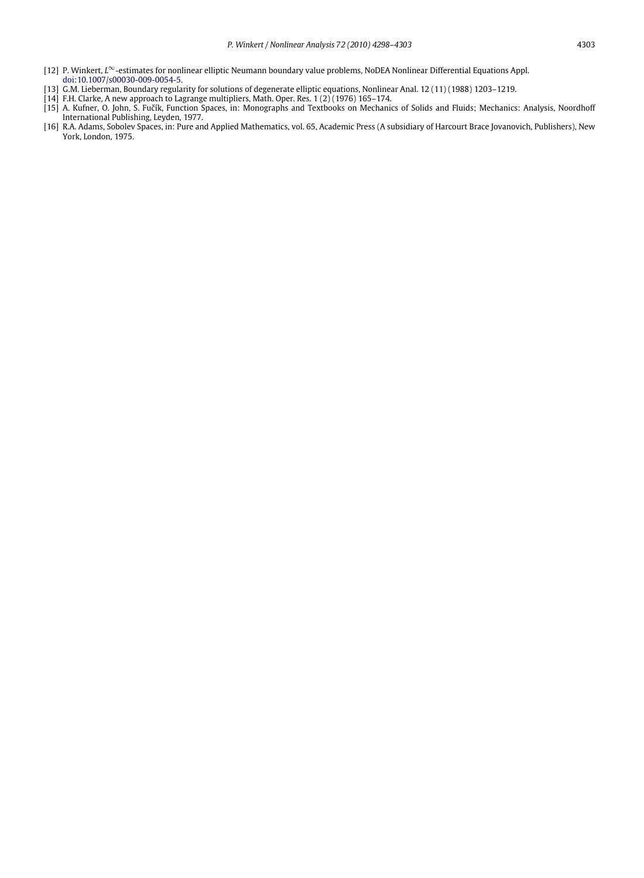[12] P. Winkert, $L^\infty$-estimates for nonlinear elliptic Neumann boundary value problems, NoDEA Nonlinear Differential Equations Appl. doi:10.1007/s00030-009-0054-5.

[13] G.M. Lieberman, Boundary regularity for solutions of degenerate elliptic equations, Nonlinear Anal. 12 (11) (1988) 1203–1219.

[14] F.H. Clarke, A new approach to Lagrange multipliers, Math. Oper. Res. 1 (2) (1976) 165–174.

[15] A. Kufner, O. John, S. Fučík, Function Spaces, in: Monographs and Textbooks on Mechanics of Solids and Fluids; Mechanics: Analysis, Noordhoff International Publishing, Leyden, 1977.

[16] R.A. Adams, Sobolev Spaces, in: Pure and Applied Mathematics, vol. 65, Academic Press (A subsidiary of Harcourt Brace Jovanovich, Publishers), New York, London, 1975.